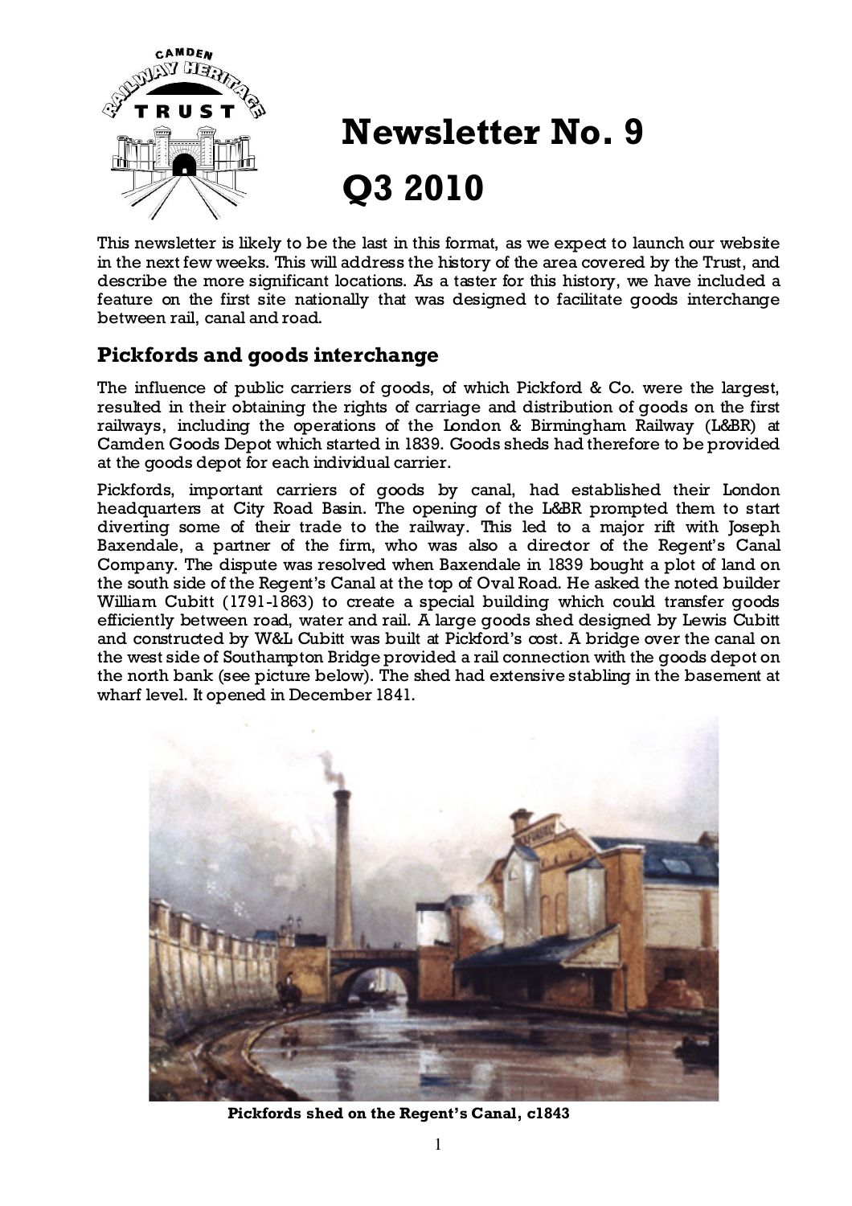# Newsletter No. 9

# Q3 2010

This newsletter is likely to be the last in this format, as we expect to launch our website in the next few weeks. This will address the history of the area covered by the Trust, and describe the more significant locations. As a taster for this history, we have included a feature on the first site nationally that was designed to facilitate goods interchange between rail, canal and road.

## Pickfords and goods interchange

The influence of public carriers of goods, of which Pickford & Co. were the largest, resulted in their obtaining the rights of carriage and distribution of goods on the first railways, including the operations of the London & Birmingham Railway (L&BR) at Camden Goods Depot which started in 1839. Goods sheds had therefore to be provided at the goods depot for each individual carrier.

Pickfords, important carriers of goods by canal, had established their London headquarters at City Road Basin. The opening of the L&BR prompted them to start diverting some of their trade to the railway. This led to a major rift with Joseph Baxendale, a partner of the firm, who was also a director of the Regent's Canal Company. The dispute was resolved when Baxendale in 1839 bought a plot of land on the south side of the Regent's Canal at the top of Oval Road. He asked the noted builder William Cubitt (1791-1863) to create a special building which could transfer goods efficiently between road, water and rail. A large goods shed designed by Lewis Cubitt and constructed by W&L Cubitt was built at Pickford's cost. A bridge over the canal on the west side of Southampton Bridge provided a rail connection with the goods depot on the north bank (see picture below). The shed had extensive stabling in the basement at wharf level. It opened in December 1841.

**Pickfords shed on the Regent's Canal, c1843**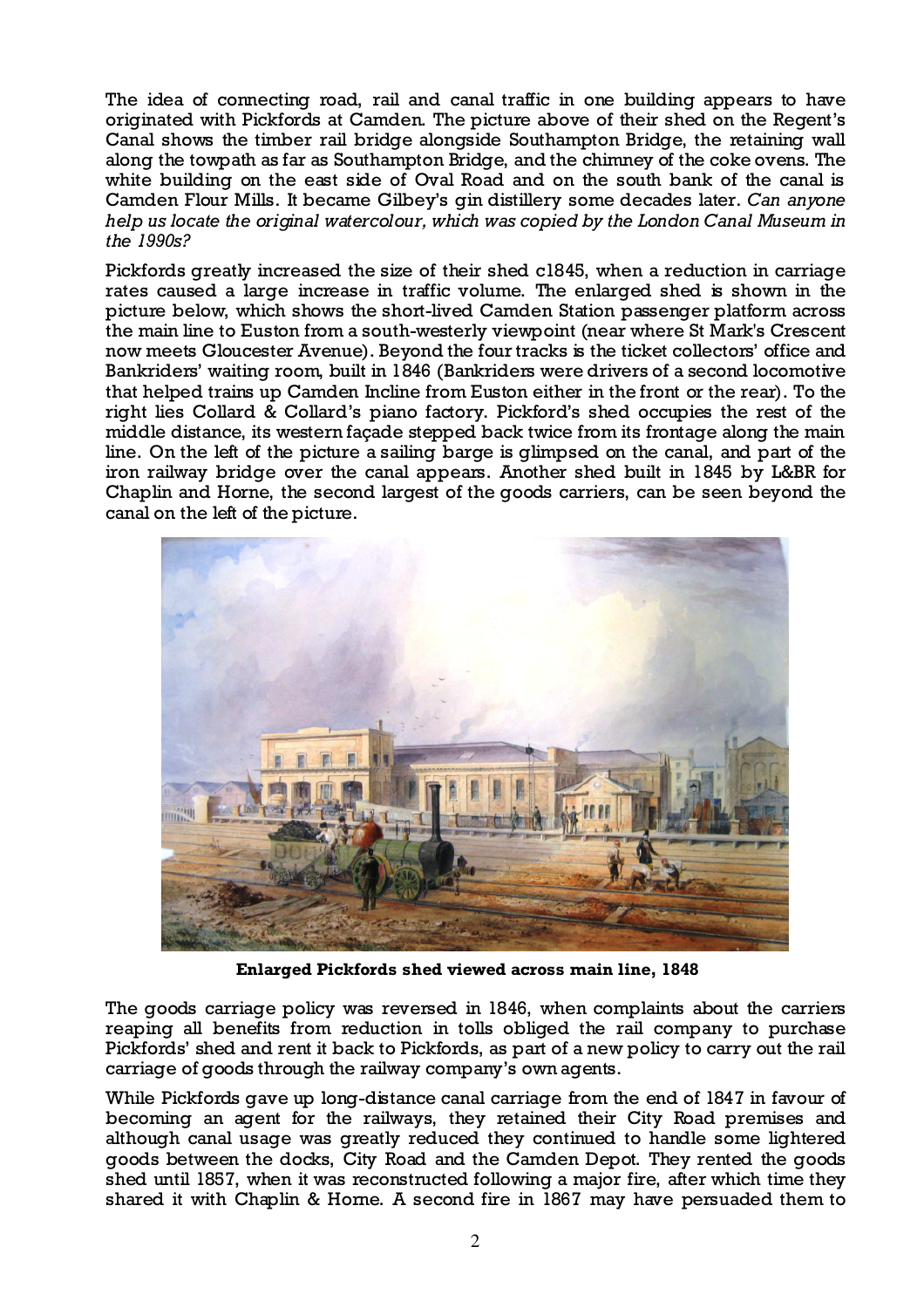The idea of connecting road, rail and canal traffic in one building appears to have originated with Pickfords at Camden. The picture above of their shed on the Regent's Canal shows the timber rail bridge alongside Southampton Bridge, the retaining wall along the towpath as far as Southampton Bridge, and the chimney of the coke ovens. The white building on the east side of Oval Road and on the south bank of the canal is Camden Flour Mills. It became Gilbey's gin distillery some decades later. *Can anyone help us locate the original watercolour, which was copied by the London Canal Museum in the 1990s?*

Pickfords greatly increased the size of their shed c1845, when a reduction in carriage rates caused a large increase in traffic volume. The enlarged shed is shown in the picture below, which shows the short-lived Camden Station passenger platform across the main line to Euston from a south-westerly viewpoint (near where St Mark's Crescent now meets Gloucester Avenue). Beyond the four tracks is the ticket collectors' office and Bankriders' waiting room, built in 1846 (Bankriders were drivers of a second locomotive that helped trains up Camden Incline from Euston either in the front or the rear). To the right lies Collard & Collard's piano factory. Pickford's shed occupies the rest of the middle distance, its western façade stepped back twice from its frontage along the main line. On the left of the picture a sailing barge is glimpsed on the canal, and part of the iron railway bridge over the canal appears. Another shed built in 1845 by L&BR for Chaplin and Horne, the second largest of the goods carriers, can be seen beyond the canal on the left of the picture.

**Enlarged Pickfords shed viewed across main line, 1848**

The goods carriage policy was reversed in 1846, when complaints about the carriers reaping all benefits from reduction in tolls obliged the rail company to purchase Pickfords' shed and rent it back to Pickfords, as part of a new policy to carry out the rail carriage of goods through the railway company's own agents.

While Pickfords gave up long-distance canal carriage from the end of 1847 in favour of becoming an agent for the railways, they retained their City Road premises and although canal usage was greatly reduced they continued to handle some lightered goods between the docks, City Road and the Camden Depot. They rented the goods shed until 1857, when it was reconstructed following a major fire, after which time they shared it with Chaplin & Horne. A second fire in 1867 may have persuaded them to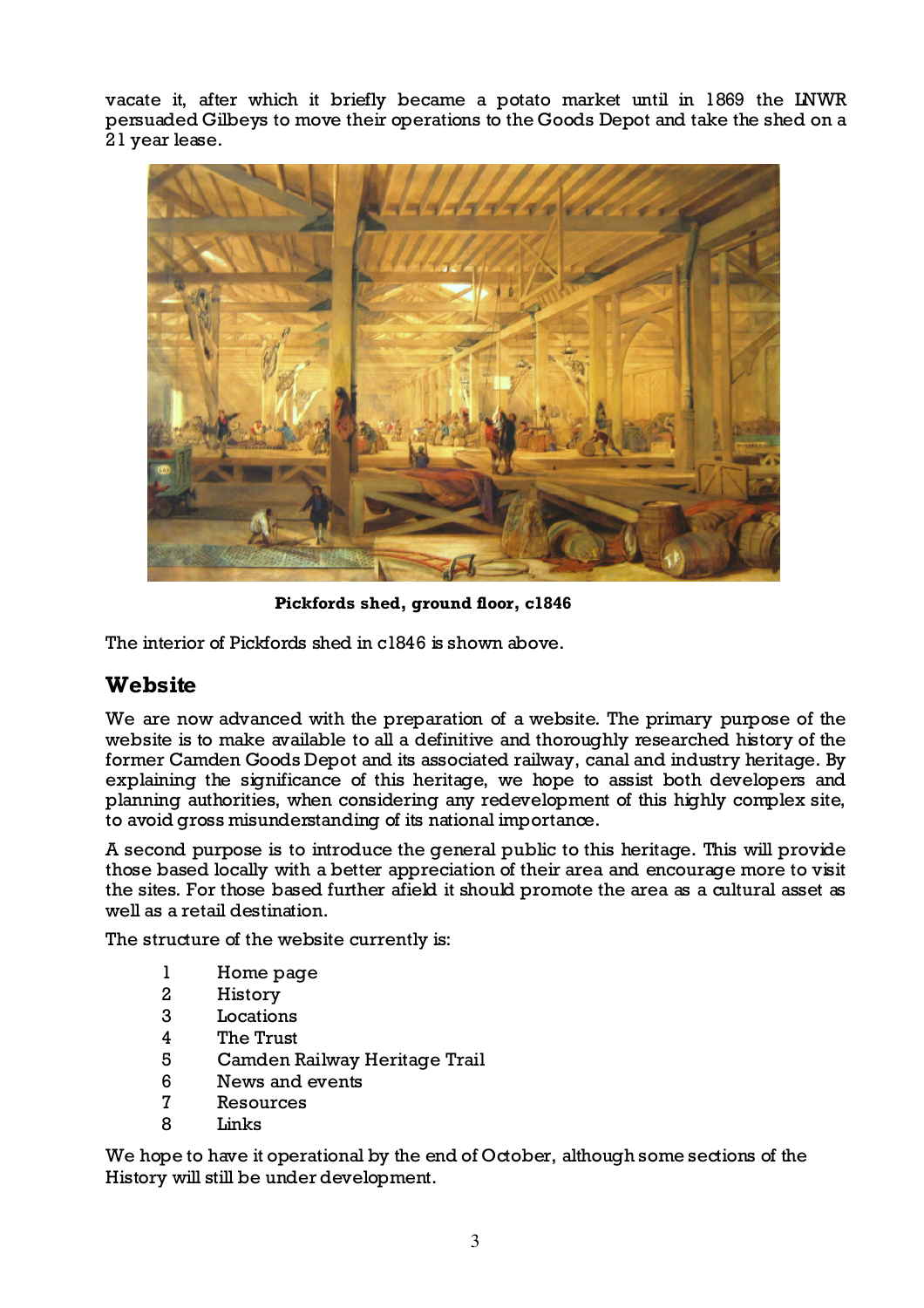vacate it, after which it briefly became a potato market until in 1869 the LNWR persuaded Gilbeys to move their operations to the Goods Depot and take the shed on a 21 year lease.

**Pickfords shed, ground floor, c1846**

The interior of Pickfords shed in c1846 is shown above.

## Website

We are now advanced with the preparation of a website. The primary purpose of the website is to make available to all a definitive and thoroughly researched history of the former Camden Goods Depot and its associated railway, canal and industry heritage. By explaining the significance of this heritage, we hope to assist both developers and planning authorities, when considering any redevelopment of this highly complex site, to avoid gross misunderstanding of its national importance.

A second purpose is to introduce the general public to this heritage. This will provide those based locally with a better appreciation of their area and encourage more to visit the sites. For those based further afield it should promote the area as a cultural asset as well as a retail destination.

The structure of the website currently is:

1. Home page
2. History
3. Locations
4. The Trust
5. Camden Railway Heritage Trail
6. News and events
7. Resources
8. Links

We hope to have it operational by the end of October, although some sections of the History will still be under development.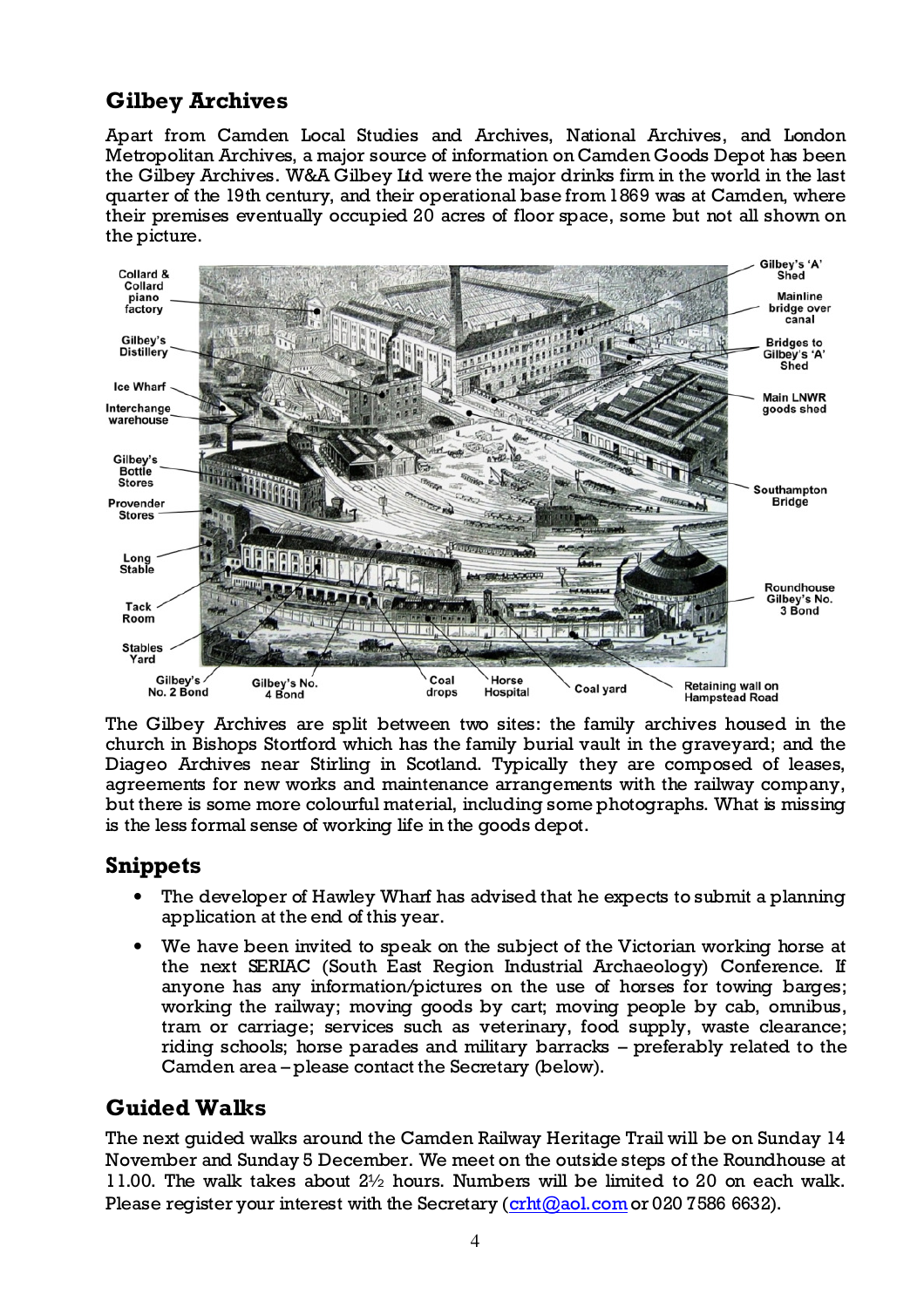## Gilbey Archives

Apart from Camden Local Studies and Archives, National Archives, and London Metropolitan Archives, a major source of information on Camden Goods Depot has been the Gilbey Archives. W&A Gilbey Ltd were the major drinks firm in the world in the last quarter of the 19th century, and their operational base from 1869 was at Camden, where their premises eventually occupied 20 acres of floor space, some but not all shown on the picture.

Collard & Collard piano factory
Gilbey's Distillery
Ice Wharf
Interchange warehouse
Gilbey's Bottle Stores
Provender Stores
Long Stable
Tack Room
Stables Yard
Gilbey's No. 2 Bond
Gilbey's No. 4 Bond
Coal drops
Horse Hospital
Coal yard
Retaining wall on Hampstead Road
Roundhouse Gilbey's No. 3 Bond
Southampton Bridge
Main LNWR goods shed
Bridges to Gilbey's 'A' Shed
Mainline bridge over canal
Gilbey's 'A' Shed

The Gilbey Archives are split between two sites: the family archives housed in the church in Bishops Stortford which has the family burial vault in the graveyard; and the Diageo Archives near Stirling in Scotland. Typically they are composed of leases, agreements for new works and maintenance arrangements with the railway company, but there is some more colourful material, including some photographs. What is missing is the less formal sense of working life in the goods depot.

## Snippets

- The developer of Hawley Wharf has advised that he expects to submit a planning application at the end of this year.
- We have been invited to speak on the subject of the Victorian working horse at the next SERIAC (South East Region Industrial Archaeology) Conference. If anyone has any information/pictures on the use of horses for towing barges; working the railway; moving goods by cart; moving people by cab, omnibus, tram or carriage; services such as veterinary, food supply, waste clearance; riding schools; horse parades and military barracks – preferably related to the Camden area – please contact the Secretary (below).

## Guided Walks

The next guided walks around the Camden Railway Heritage Trail will be on Sunday 14 November and Sunday 5 December. We meet on the outside steps of the Roundhouse at 11.00. The walk takes about 2½ hours. Numbers will be limited to 20 on each walk. Please register your interest with the Secretary (crht@aol.com or 020 7586 6632).